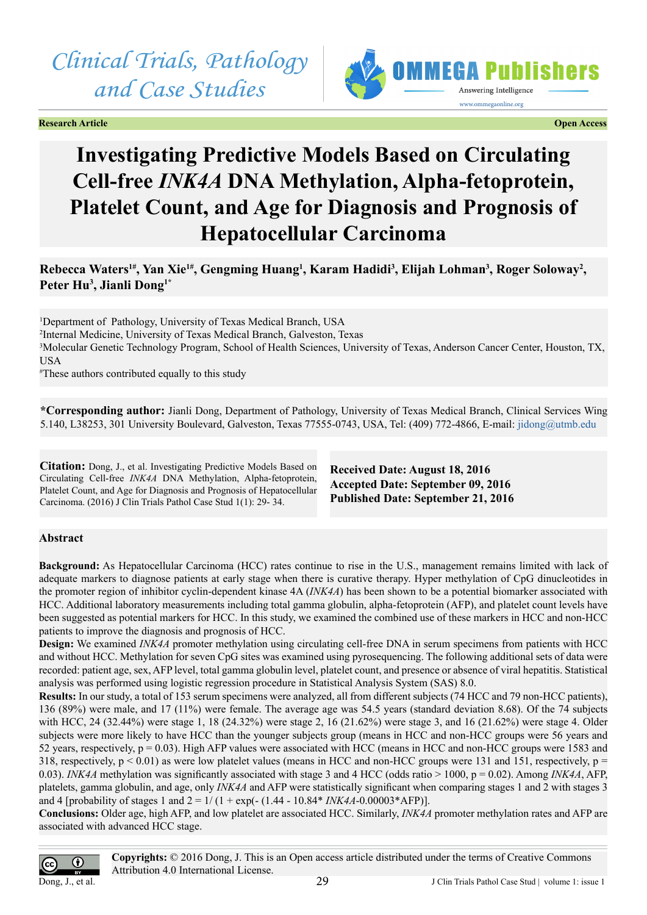Research Article

Open Access

# Investigating Predictive Models Based on Circulating Cell-free *INK4A* DNA Methylation, Alpha-fetoprotein, Platelet Count, and Age for Diagnosis and Prognosis of Hepatocellular Carcinoma

**Rebecca Waters[1#], Yan Xie[1#], Gengming Huang[1], Karam Hadidi[3], Elijah Lohman[3], Roger Soloway[2], Peter Hu[3], Jianli Dong[1*]**

[1]Department of Pathology, University of Texas Medical Branch, USA
[2]Internal Medicine, University of Texas Medical Branch, Galveston, Texas
[3]Molecular Genetic Technology Program, School of Health Sciences, University of Texas, Anderson Cancer Center, Houston, TX, USA
[#]These authors contributed equally to this study

**\*Corresponding author:** Jianli Dong, Department of Pathology, University of Texas Medical Branch, Clinical Services Wing 5.140, L38253, 301 University Boulevard, Galveston, Texas 77555-0743, USA, Tel: (409) 772-4866, E-mail: jidong@utmb.edu

**Citation:** Dong, J., et al. Investigating Predictive Models Based on Circulating Cell-free *INK4A* DNA Methylation, Alpha-fetoprotein, Platelet Count, and Age for Diagnosis and Prognosis of Hepatocellular Carcinoma. (2016) J Clin Trials Pathol Case Stud 1(1): 29- 34.

**Received Date: August 18, 2016**
**Accepted Date: September 09, 2016**
**Published Date: September 21, 2016**

## Abstract

**Background:** As Hepatocellular Carcinoma (HCC) rates continue to rise in the U.S., management remains limited with lack of adequate markers to diagnose patients at early stage when there is curative therapy. Hyper methylation of CpG dinucleotides in the promoter region of inhibitor cyclin-dependent kinase 4A (*INK4A*) has been shown to be a potential biomarker associated with HCC. Additional laboratory measurements including total gamma globulin, alpha-fetoprotein (AFP), and platelet count levels have been suggested as potential markers for HCC. In this study, we examined the combined use of these markers in HCC and non-HCC patients to improve the diagnosis and prognosis of HCC.

**Design:** We examined *INK4A* promoter methylation using circulating cell-free DNA in serum specimens from patients with HCC and without HCC. Methylation for seven CpG sites was examined using pyrosequencing. The following additional sets of data were recorded: patient age, sex, AFP level, total gamma globulin level, platelet count, and presence or absence of viral hepatitis. Statistical analysis was performed using logistic regression procedure in Statistical Analysis System (SAS) 8.0.

**Results:** In our study, a total of 153 serum specimens were analyzed, all from different subjects (74 HCC and 79 non-HCC patients), 136 (89%) were male, and 17 (11%) were female. The average age was 54.5 years (standard deviation 8.68). Of the 74 subjects with HCC, 24 (32.44%) were stage 1, 18 (24.32%) were stage 2, 16 (21.62%) were stage 3, and 16 (21.62%) were stage 4. Older subjects were more likely to have HCC than the younger subjects group (means in HCC and non-HCC groups were 56 years and 52 years, respectively, $p = 0.03$). High AFP values were associated with HCC (means in HCC and non-HCC groups were 1583 and 318, respectively, $p < 0.01$) as were low platelet values (means in HCC and non-HCC groups were 131 and 151, respectively, $p = 0.03$). *INK4A* methylation was significantly associated with stage 3 and 4 HCC (odds ratio > 1000, $p = 0.02$). Among *INK4A*, AFP, platelets, gamma globulin, and age, only *INK4A* and AFP were statistically significant when comparing stages 1 and 2 with stages 3 and 4 [probability of stages 1 and 2 = 1/ (1 + exp(- (1.44 - 10.84* *INK4A*-0.00003*AFP)].

**Conclusions:** Older age, high AFP, and low platelet are associated HCC. Similarly, *INK4A* promoter methylation rates and AFP are associated with advanced HCC stage.

**Copyrights:** © 2016 Dong, J. This is an Open access article distributed under the terms of Creative Commons Attribution 4.0 International License.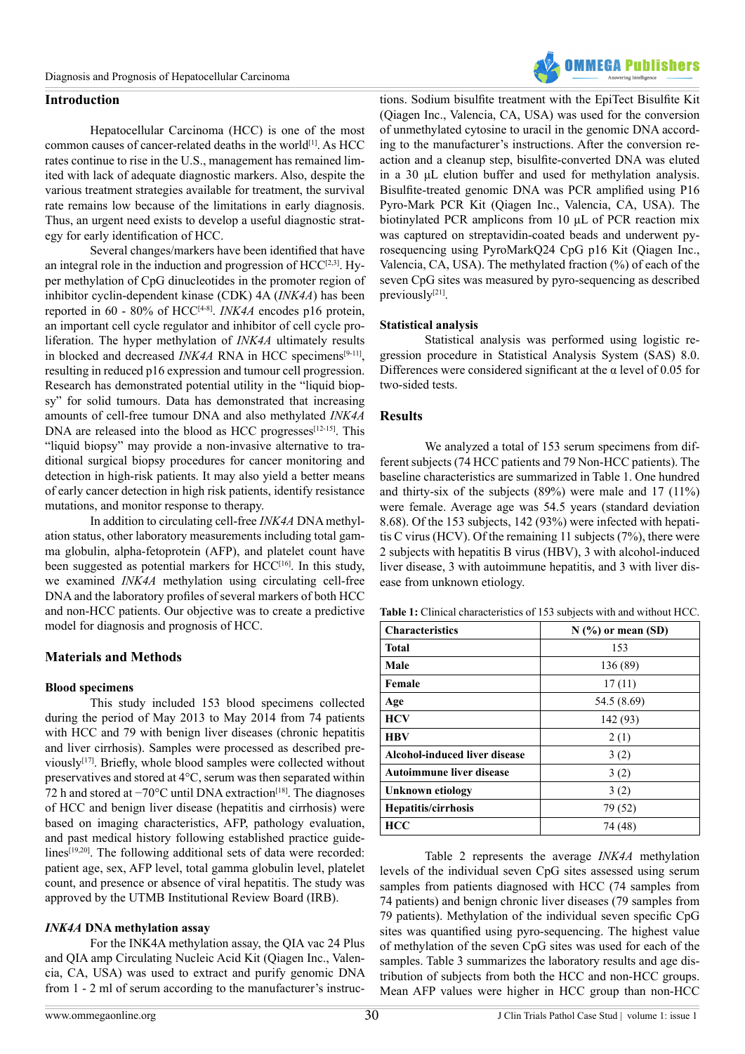## Introduction

Hepatocellular Carcinoma (HCC) is one of the most common causes of cancer-related deaths in the world[1]. As HCC rates continue to rise in the U.S., management has remained limited with lack of adequate diagnostic markers. Also, despite the various treatment strategies available for treatment, the survival rate remains low because of the limitations in early diagnosis. Thus, an urgent need exists to develop a useful diagnostic strategy for early identification of HCC.

Several changes/markers have been identified that have an integral role in the induction and progression of HCC[2,3]. Hyper methylation of CpG dinucleotides in the promoter region of inhibitor cyclin-dependent kinase (CDK) 4A (*INK4A*) has been reported in 60 - 80% of HCC[4-8]. *INK4A* encodes p16 protein, an important cell cycle regulator and inhibitor of cell cycle proliferation. The hyper methylation of *INK4A* ultimately results in blocked and decreased *INK4A* RNA in HCC specimens[9-11], resulting in reduced p16 expression and tumour cell progression. Research has demonstrated potential utility in the "liquid biopsy" for solid tumours. Data has demonstrated that increasing amounts of cell-free tumour DNA and also methylated *INK4A* DNA are released into the blood as HCC progresses[12-15]. This "liquid biopsy" may provide a non-invasive alternative to traditional surgical biopsy procedures for cancer monitoring and detection in high-risk patients. It may also yield a better means of early cancer detection in high risk patients, identify resistance mutations, and monitor response to therapy.

In addition to circulating cell-free *INK4A* DNA methylation status, other laboratory measurements including total gamma globulin, alpha-fetoprotein (AFP), and platelet count have been suggested as potential markers for HCC[16]. In this study, we examined *INK4A* methylation using circulating cell-free DNA and the laboratory profiles of several markers of both HCC and non-HCC patients. Our objective was to create a predictive model for diagnosis and prognosis of HCC.

## Materials and Methods

### Blood specimens

This study included 153 blood specimens collected during the period of May 2013 to May 2014 from 74 patients with HCC and 79 with benign liver diseases (chronic hepatitis and liver cirrhosis). Samples were processed as described previously[17]. Briefly, whole blood samples were collected without preservatives and stored at 4°C, serum was then separated within 72 h and stored at −70°C until DNA extraction[18]. The diagnoses of HCC and benign liver disease (hepatitis and cirrhosis) were based on imaging characteristics, AFP, pathology evaluation, and past medical history following established practice guidelines[19,20]. The following additional sets of data were recorded: patient age, sex, AFP level, total gamma globulin level, platelet count, and presence or absence of viral hepatitis. The study was approved by the UTMB Institutional Review Board (IRB).

### *INK4A* DNA methylation assay

For the INK4A methylation assay, the QIA vac 24 Plus and QIA amp Circulating Nucleic Acid Kit (Qiagen Inc., Valencia, CA, USA) was used to extract and purify genomic DNA from 1 - 2 ml of serum according to the manufacturer's instructions. Sodium bisulfite treatment with the EpiTect Bisulfite Kit (Qiagen Inc., Valencia, CA, USA) was used for the conversion of unmethylated cytosine to uracil in the genomic DNA according to the manufacturer's instructions. After the conversion reaction and a cleanup step, bisulfite-converted DNA was eluted in a 30 µL elution buffer and used for methylation analysis. Bisulfite-treated genomic DNA was PCR amplified using P16 Pyro-Mark PCR Kit (Qiagen Inc., Valencia, CA, USA). The biotinylated PCR amplicons from 10 µL of PCR reaction mix was captured on streptavidin-coated beads and underwent pyrosequencing using PyroMarkQ24 CpG p16 Kit (Qiagen Inc., Valencia, CA, USA). The methylated fraction (%) of each of the seven CpG sites was measured by pyro-sequencing as described previously[21].

### Statistical analysis

Statistical analysis was performed using logistic regression procedure in Statistical Analysis System (SAS) 8.0. Differences were considered significant at the α level of 0.05 for two-sided tests.

## Results

We analyzed a total of 153 serum specimens from different subjects (74 HCC patients and 79 Non-HCC patients). The baseline characteristics are summarized in Table 1. One hundred and thirty-six of the subjects (89%) were male and 17 (11%) were female. Average age was 54.5 years (standard deviation 8.68). Of the 153 subjects, 142 (93%) were infected with hepatitis C virus (HCV). Of the remaining 11 subjects (7%), there were 2 subjects with hepatitis B virus (HBV), 3 with alcohol-induced liver disease, 3 with autoimmune hepatitis, and 3 with liver disease from unknown etiology.

**Table 1:** Clinical characteristics of 153 subjects with and without HCC.

| Characteristics | N (%) or mean (SD) |
|---|---|
| **Total** | 153 |
| **Male** | 136 (89) |
| **Female** | 17 (11) |
| **Age** | 54.5 (8.69) |
| **HCV** | 142 (93) |
| **HBV** | 2 (1) |
| **Alcohol-induced liver disease** | 3 (2) |
| **Autoimmune liver disease** | 3 (2) |
| **Unknown etiology** | 3 (2) |
| **Hepatitis/cirrhosis** | 79 (52) |
| **HCC** | 74 (48) |

Table 2 represents the average *INK4A* methylation levels of the individual seven CpG sites assessed using serum samples from patients diagnosed with HCC (74 samples from 74 patients) and benign chronic liver diseases (79 samples from 79 patients). Methylation of the individual seven specific CpG sites was quantified using pyro-sequencing. The highest value of methylation of the seven CpG sites was used for each of the samples. Table 3 summarizes the laboratory results and age distribution of subjects from both the HCC and non-HCC groups. Mean AFP values were higher in HCC group than non-HCC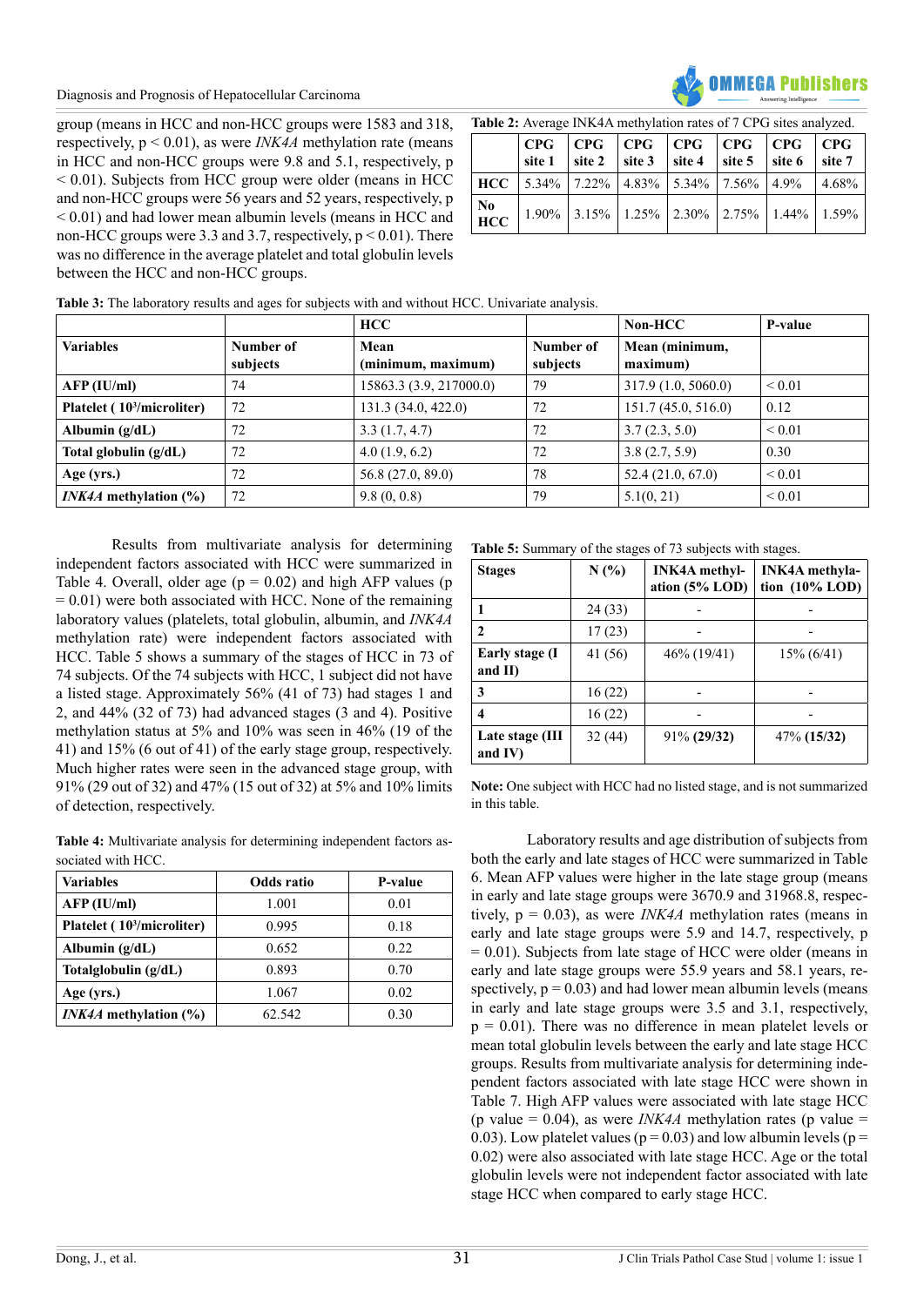group (means in HCC and non-HCC groups were 1583 and 318, respectively, $p < 0.01$), as were *INK4A* methylation rate (means in HCC and non-HCC groups were 9.8 and 5.1, respectively, $p < 0.01$). Subjects from HCC group were older (means in HCC and non-HCC groups were 56 years and 52 years, respectively, $p < 0.01$) and had lower mean albumin levels (means in HCC and non-HCC groups were 3.3 and 3.7, respectively, $p < 0.01$). There was no difference in the average platelet and total globulin levels between the HCC and non-HCC groups.

**Table 2:** Average INK4A methylation rates of 7 CPG sites analyzed.

| | CPG site 1 | CPG site 2 | CPG site 3 | CPG site 4 | CPG site 5 | CPG site 6 | CPG site 7 |
|---|---|---|---|---|---|---|---|
| **HCC** | 5.34% | 7.22% | 4.83% | 5.34% | 7.56% | 4.9% | 4.68% |
| **No HCC** | 1.90% | 3.15% | 1.25% | 2.30% | 2.75% | 1.44% | 1.59% |

**Table 3:** The laboratory results and ages for subjects with and without HCC. Univariate analysis.

| | HCC | | Non-HCC | | P-value |
|---|---|---|---|---|---|
| **Variables** | **Number of subjects** | **Mean (minimum, maximum)** | **Number of subjects** | **Mean (minimum, maximum)** | |
| **AFP (IU/ml)** | 74 | 15863.3 (3.9, 217000.0) | 79 | 317.9 (1.0, 5060.0) | < 0.01 |
| **Platelet ($10^3$/microliter)** | 72 | 131.3 (34.0, 422.0) | 72 | 151.7 (45.0, 516.0) | 0.12 |
| **Albumin (g/dL)** | 72 | 3.3 (1.7, 4.7) | 72 | 3.7 (2.3, 5.0) | < 0.01 |
| **Total globulin (g/dL)** | 72 | 4.0 (1.9, 6.2) | 72 | 3.8 (2.7, 5.9) | 0.30 |
| **Age (yrs.)** | 72 | 56.8 (27.0, 89.0) | 78 | 52.4 (21.0, 67.0) | < 0.01 |
| ***INK4A* methylation (%)** | 72 | 9.8 (0, 0.8) | 79 | 5.1(0, 21) | < 0.01 |

Results from multivariate analysis for determining independent factors associated with HCC were summarized in Table 4. Overall, older age ($p = 0.02$) and high AFP values ($p = 0.01$) were both associated with HCC. None of the remaining laboratory values (platelets, total globulin, albumin, and *INK4A* methylation rate) were independent factors associated with HCC. Table 5 shows a summary of the stages of HCC in 73 of 74 subjects. Of the 74 subjects with HCC, 1 subject did not have a listed stage. Approximately 56% (41 of 73) had stages 1 and 2, and 44% (32 of 73) had advanced stages (3 and 4). Positive methylation status at 5% and 10% was seen in 46% (19 of the 41) and 15% (6 out of 41) of the early stage group, respectively. Much higher rates were seen in the advanced stage group, with 91% (29 out of 32) and 47% (15 out of 32) at 5% and 10% limits of detection, respectively.

**Table 4:** Multivariate analysis for determining independent factors associated with HCC.

| Variables | Odds ratio | P-value |
|---|---|---|
| **AFP (IU/ml)** | 1.001 | 0.01 |
| **Platelet ($10^3$/microliter)** | 0.995 | 0.18 |
| **Albumin (g/dL)** | 0.652 | 0.22 |
| **Totalglobulin (g/dL)** | 0.893 | 0.70 |
| **Age (yrs.)** | 1.067 | 0.02 |
| ***INK4A* methylation (%)** | 62.542 | 0.30 |

**Table 5:** Summary of the stages of 73 subjects with stages.

| Stages | N (%) | INK4A methylation (5% LOD) | INK4A methylation (10% LOD) |
|---|---|---|---|
| **1** | 24 (33) | - | - |
| **2** | 17 (23) | - | - |
| **Early stage (I and II)** | 41 (56) | 46% (19/41) | 15% (6/41) |
| **3** | 16 (22) | - | - |
| **4** | 16 (22) | - | - |
| **Late stage (III and IV)** | 32 (44) | 91% **(29/32)** | 47% **(15/32)** |

**Note:** One subject with HCC had no listed stage, and is not summarized in this table.

Laboratory results and age distribution of subjects from both the early and late stages of HCC were summarized in Table 6. Mean AFP values were higher in the late stage group (means in early and late stage groups were 3670.9 and 31968.8, respectively, $p = 0.03$), as were *INK4A* methylation rates (means in early and late stage groups were 5.9 and 14.7, respectively, $p = 0.01$). Subjects from late stage of HCC were older (means in early and late stage groups were 55.9 years and 58.1 years, respectively, $p = 0.03$) and had lower mean albumin levels (means in early and late stage groups were 3.5 and 3.1, respectively, $p = 0.01$). There was no difference in mean platelet levels or mean total globulin levels between the early and late stage HCC groups. Results from multivariate analysis for determining independent factors associated with late stage HCC were shown in Table 7. High AFP values were associated with late stage HCC (p value = 0.04), as were *INK4A* methylation rates (p value = 0.03). Low platelet values ($p = 0.03$) and low albumin levels ($p = 0.02$) were also associated with late stage HCC. Age or the total globulin levels were not independent factor associated with late stage HCC when compared to early stage HCC.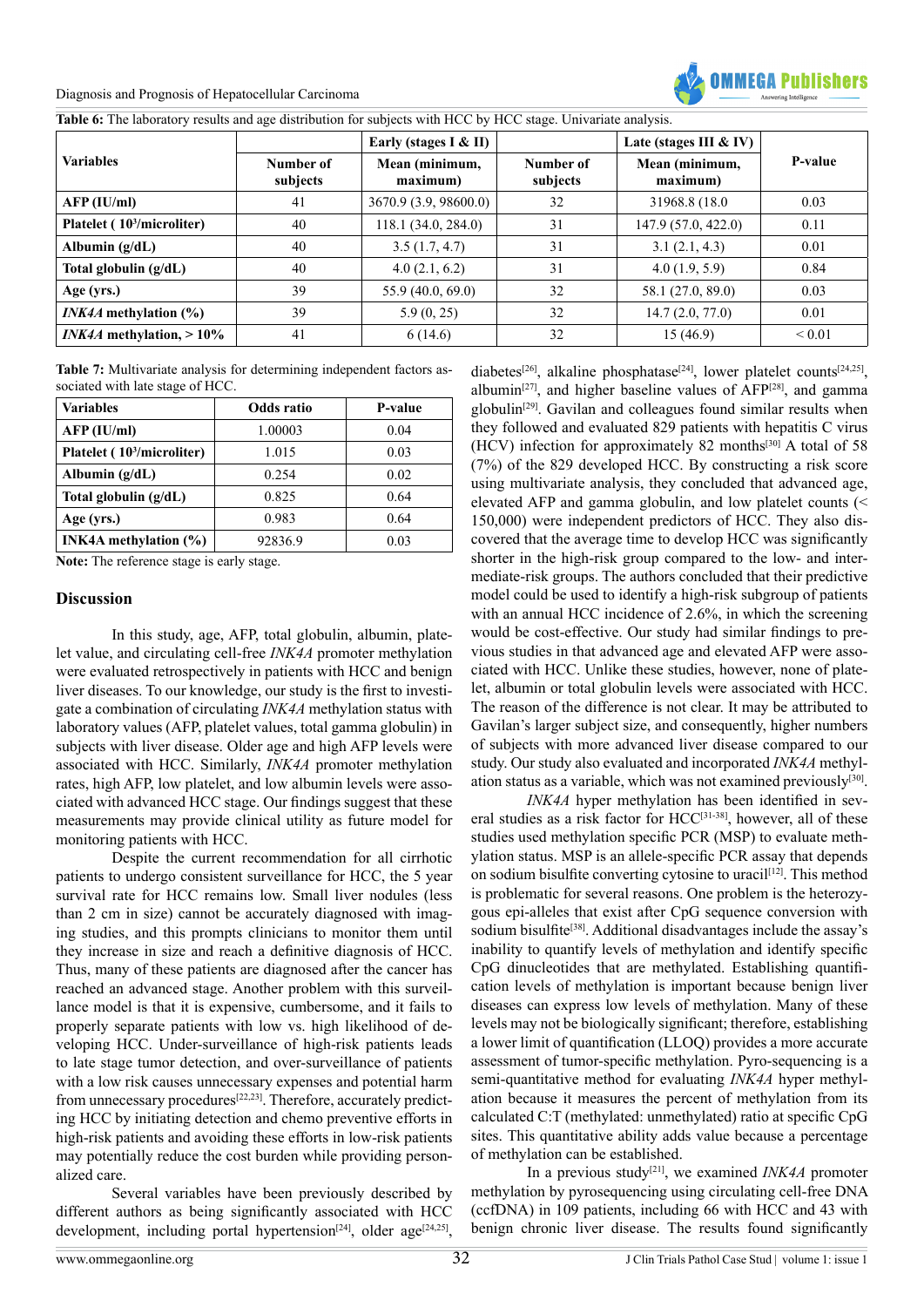**Table 6:** The laboratory results and age distribution for subjects with HCC by HCC stage. Univariate analysis.

| Variables | Early (stages I & II) | | Late (stages III & IV) | | P-value |
|---|---|---|---|---|---|
| | Number of subjects | Mean (minimum, maximum) | Number of subjects | Mean (minimum, maximum) | |
| **AFP (IU/ml)** | 41 | 3670.9 (3.9, 98600.0) | 32 | 31968.8 (18.0 | 0.03 |
| **Platelet ( $10^3$/microliter)** | 40 | 118.1 (34.0, 284.0) | 31 | 147.9 (57.0, 422.0) | 0.11 |
| **Albumin (g/dL)** | 40 | 3.5 (1.7, 4.7) | 31 | 3.1 (2.1, 4.3) | 0.01 |
| **Total globulin (g/dL)** | 40 | 4.0 (2.1, 6.2) | 31 | 4.0 (1.9, 5.9) | 0.84 |
| **Age (yrs.)** | 39 | 55.9 (40.0, 69.0) | 32 | 58.1 (27.0, 89.0) | 0.03 |
| ***INK4A* methylation (%)** | 39 | 5.9 (0, 25) | 32 | 14.7 (2.0, 77.0) | 0.01 |
| ***INK4A* methylation, > 10%** | 41 | 6 (14.6) | 32 | 15 (46.9) | < 0.01 |

**Table 7:** Multivariate analysis for determining independent factors associated with late stage of HCC.

| Variables | Odds ratio | P-value |
|---|---|---|
| **AFP (IU/ml)** | 1.00003 | 0.04 |
| **Platelet ( $10^3$/microliter)** | 1.015 | 0.03 |
| **Albumin (g/dL)** | 0.254 | 0.02 |
| **Total globulin (g/dL)** | 0.825 | 0.64 |
| **Age (yrs.)** | 0.983 | 0.64 |
| **INK4A methylation (%)** | 92836.9 | 0.03 |

**Note:** The reference stage is early stage.

## Discussion

In this study, age, AFP, total globulin, albumin, platelet value, and circulating cell-free *INK4A* promoter methylation were evaluated retrospectively in patients with HCC and benign liver diseases. To our knowledge, our study is the first to investigate a combination of circulating *INK4A* methylation status with laboratory values (AFP, platelet values, total gamma globulin) in subjects with liver disease. Older age and high AFP levels were associated with HCC. Similarly, *INK4A* promoter methylation rates, high AFP, low platelet, and low albumin levels were associated with advanced HCC stage. Our findings suggest that these measurements may provide clinical utility as future model for monitoring patients with HCC.

Despite the current recommendation for all cirrhotic patients to undergo consistent surveillance for HCC, the 5 year survival rate for HCC remains low. Small liver nodules (less than 2 cm in size) cannot be accurately diagnosed with imaging studies, and this prompts clinicians to monitor them until they increase in size and reach a definitive diagnosis of HCC. Thus, many of these patients are diagnosed after the cancer has reached an advanced stage. Another problem with this surveillance model is that it is expensive, cumbersome, and it fails to properly separate patients with low vs. high likelihood of developing HCC. Under-surveillance of high-risk patients leads to late stage tumor detection, and over-surveillance of patients with a low risk causes unnecessary expenses and potential harm from unnecessary procedures[22,23]. Therefore, accurately predicting HCC by initiating detection and chemo preventive efforts in high-risk patients and avoiding these efforts in low-risk patients may potentially reduce the cost burden while providing personalized care.

Several variables have been previously described by different authors as being significantly associated with HCC development, including portal hypertension[24], older age[24,25], diabetes[26], alkaline phosphatase[24], lower platelet counts[24,25], albumin[27], and higher baseline values of AFP[28], and gamma globulin[29]. Gavilan and colleagues found similar results when they followed and evaluated 829 patients with hepatitis C virus (HCV) infection for approximately 82 months[30] A total of 58 (7%) of the 829 developed HCC. By constructing a risk score using multivariate analysis, they concluded that advanced age, elevated AFP and gamma globulin, and low platelet counts (< 150,000) were independent predictors of HCC. They also discovered that the average time to develop HCC was significantly shorter in the high-risk group compared to the low- and intermediate-risk groups. The authors concluded that their predictive model could be used to identify a high-risk subgroup of patients with an annual HCC incidence of 2.6%, in which the screening would be cost-effective. Our study had similar findings to previous studies in that advanced age and elevated AFP were associated with HCC. Unlike these studies, however, none of platelet, albumin or total globulin levels were associated with HCC. The reason of the difference is not clear. It may be attributed to Gavilan's larger subject size, and consequently, higher numbers of subjects with more advanced liver disease compared to our study. Our study also evaluated and incorporated *INK4A* methylation status as a variable, which was not examined previously[30].

*INK4A* hyper methylation has been identified in several studies as a risk factor for HCC[31-38], however, all of these studies used methylation specific PCR (MSP) to evaluate methylation status. MSP is an allele-specific PCR assay that depends on sodium bisulfite converting cytosine to uracil[12]. This method is problematic for several reasons. One problem is the heterozygous epi-alleles that exist after CpG sequence conversion with sodium bisulfite[38]. Additional disadvantages include the assay's inability to quantify levels of methylation and identify specific CpG dinucleotides that are methylated. Establishing quantification levels of methylation is important because benign liver diseases can express low levels of methylation. Many of these levels may not be biologically significant; therefore, establishing a lower limit of quantification (LLOQ) provides a more accurate assessment of tumor-specific methylation. Pyro-sequencing is a semi-quantitative method for evaluating *INK4A* hyper methylation because it measures the percent of methylation from its calculated C:T (methylated: unmethylated) ratio at specific CpG sites. This quantitative ability adds value because a percentage of methylation can be established.

In a previous study[21], we examined *INK4A* promoter methylation by pyrosequencing using circulating cell-free DNA (ccfDNA) in 109 patients, including 66 with HCC and 43 with benign chronic liver disease. The results found significantly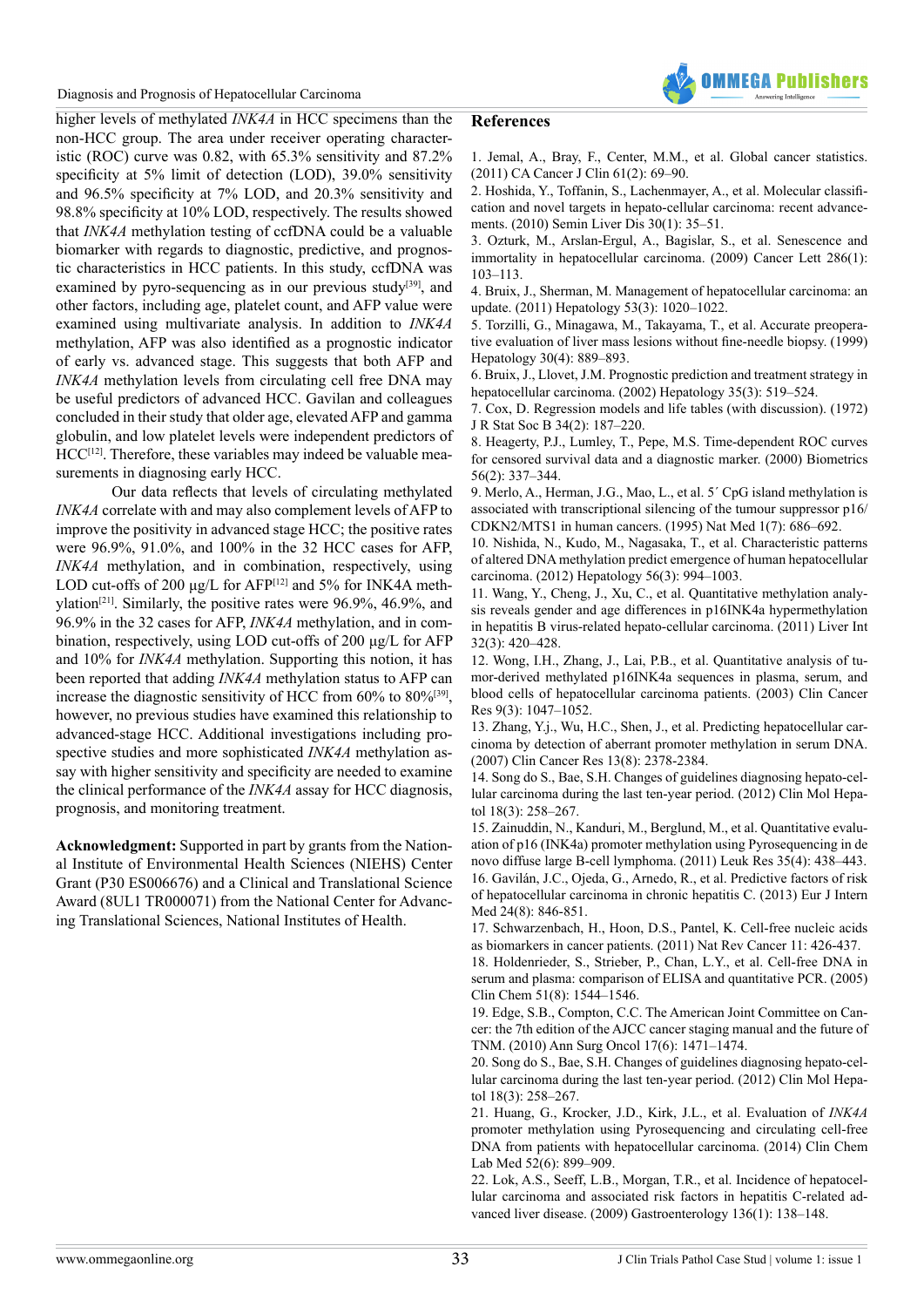higher levels of methylated *INK4A* in HCC specimens than the non-HCC group. The area under receiver operating characteristic (ROC) curve was 0.82, with 65.3% sensitivity and 87.2% specificity at 5% limit of detection (LOD), 39.0% sensitivity and 96.5% specificity at 7% LOD, and 20.3% sensitivity and 98.8% specificity at 10% LOD, respectively. The results showed that *INK4A* methylation testing of ccfDNA could be a valuable biomarker with regards to diagnostic, predictive, and prognostic characteristics in HCC patients. In this study, ccfDNA was examined by pyro-sequencing as in our previous study[39], and other factors, including age, platelet count, and AFP value were examined using multivariate analysis. In addition to *INK4A* methylation, AFP was also identified as a prognostic indicator of early vs. advanced stage. This suggests that both AFP and *INK4A* methylation levels from circulating cell free DNA may be useful predictors of advanced HCC. Gavilan and colleagues concluded in their study that older age, elevated AFP and gamma globulin, and low platelet levels were independent predictors of HCC[12]. Therefore, these variables may indeed be valuable measurements in diagnosing early HCC.

Our data reflects that levels of circulating methylated *INK4A* correlate with and may also complement levels of AFP to improve the positivity in advanced stage HCC; the positive rates were 96.9%, 91.0%, and 100% in the 32 HCC cases for AFP, *INK4A* methylation, and in combination, respectively, using LOD cut-offs of 200 µg/L for AFP[12] and 5% for INK4A methylation[21]. Similarly, the positive rates were 96.9%, 46.9%, and 96.9% in the 32 cases for AFP, *INK4A* methylation, and in combination, respectively, using LOD cut-offs of 200 µg/L for AFP and 10% for *INK4A* methylation. Supporting this notion, it has been reported that adding *INK4A* methylation status to AFP can increase the diagnostic sensitivity of HCC from 60% to 80%[39], however, no previous studies have examined this relationship to advanced-stage HCC. Additional investigations including prospective studies and more sophisticated *INK4A* methylation assay with higher sensitivity and specificity are needed to examine the clinical performance of the *INK4A* assay for HCC diagnosis, prognosis, and monitoring treatment.

**Acknowledgment:** Supported in part by grants from the National Institute of Environmental Health Sciences (NIEHS) Center Grant (P30 ES006676) and a Clinical and Translational Science Award (8UL1 TR000071) from the National Center for Advancing Translational Sciences, National Institutes of Health.

## References

1. Jemal, A., Bray, F., Center, M.M., et al. Global cancer statistics. (2011) CA Cancer J Clin 61(2): 69–90.
2. Hoshida, Y., Toffanin, S., Lachenmayer, A., et al. Molecular classification and novel targets in hepato-cellular carcinoma: recent advancements. (2010) Semin Liver Dis 30(1): 35–51.
3. Ozturk, M., Arslan-Ergul, A., Bagislar, S., et al. Senescence and immortality in hepatocellular carcinoma. (2009) Cancer Lett 286(1): 103–113.
4. Bruix, J., Sherman, M. Management of hepatocellular carcinoma: an update. (2011) Hepatology 53(3): 1020–1022.
5. Torzilli, G., Minagawa, M., Takayama, T., et al. Accurate preoperative evaluation of liver mass lesions without fine-needle biopsy. (1999) Hepatology 30(4): 889–893.
6. Bruix, J., Llovet, J.M. Prognostic prediction and treatment strategy in hepatocellular carcinoma. (2002) Hepatology 35(3): 519–524.
7. Cox, D. Regression models and life tables (with discussion). (1972) J R Stat Soc B 34(2): 187–220.
8. Heagerty, P.J., Lumley, T., Pepe, M.S. Time-dependent ROC curves for censored survival data and a diagnostic marker. (2000) Biometrics 56(2): 337–344.
9. Merlo, A., Herman, J.G., Mao, L., et al. 5´ CpG island methylation is associated with transcriptional silencing of the tumour suppressor p16/CDKN2/MTS1 in human cancers. (1995) Nat Med 1(7): 686–692.
10. Nishida, N., Kudo, M., Nagasaka, T., et al. Characteristic patterns of altered DNA methylation predict emergence of human hepatocellular carcinoma. (2012) Hepatology 56(3): 994–1003.
11. Wang, Y., Cheng, J., Xu, C., et al. Quantitative methylation analysis reveals gender and age differences in p16INK4a hypermethylation in hepatitis B virus-related hepato-cellular carcinoma. (2011) Liver Int 32(3): 420–428.
12. Wong, I.H., Zhang, J., Lai, P.B., et al. Quantitative analysis of tumor-derived methylated p16INK4a sequences in plasma, serum, and blood cells of hepatocellular carcinoma patients. (2003) Clin Cancer Res 9(3): 1047–1052.
13. Zhang, Y.j., Wu, H.C., Shen, J., et al. Predicting hepatocellular carcinoma by detection of aberrant promoter methylation in serum DNA. (2007) Clin Cancer Res 13(8): 2378-2384.
14. Song do S., Bae, S.H. Changes of guidelines diagnosing hepato-cellular carcinoma during the last ten-year period. (2012) Clin Mol Hepatol 18(3): 258–267.
15. Zainuddin, N., Kanduri, M., Berglund, M., et al. Quantitative evaluation of p16 (INK4a) promoter methylation using Pyrosequencing in de novo diffuse large B-cell lymphoma. (2011) Leuk Res 35(4): 438–443.
16. Gavilán, J.C., Ojeda, G., Arnedo, R., et al. Predictive factors of risk of hepatocellular carcinoma in chronic hepatitis C. (2013) Eur J Intern Med 24(8): 846-851.
17. Schwarzenbach, H., Hoon, D.S., Pantel, K. Cell-free nucleic acids as biomarkers in cancer patients. (2011) Nat Rev Cancer 11: 426-437.
18. Holdenrieder, S., Strieber, P., Chan, L.Y., et al. Cell-free DNA in serum and plasma: comparison of ELISA and quantitative PCR. (2005) Clin Chem 51(8): 1544–1546.
19. Edge, S.B., Compton, C.C. The American Joint Committee on Cancer: the 7th edition of the AJCC cancer staging manual and the future of TNM. (2010) Ann Surg Oncol 17(6): 1471–1474.
20. Song do S., Bae, S.H. Changes of guidelines diagnosing hepato-cellular carcinoma during the last ten-year period. (2012) Clin Mol Hepatol 18(3): 258–267.
21. Huang, G., Krocker, J.D., Kirk, J.L., et al. Evaluation of *INK4A* promoter methylation using Pyrosequencing and circulating cell-free DNA from patients with hepatocellular carcinoma. (2014) Clin Chem Lab Med 52(6): 899–909.
22. Lok, A.S., Seeff, L.B., Morgan, T.R., et al. Incidence of hepatocellular carcinoma and associated risk factors in hepatitis C-related advanced liver disease. (2009) Gastroenterology 136(1): 138–148.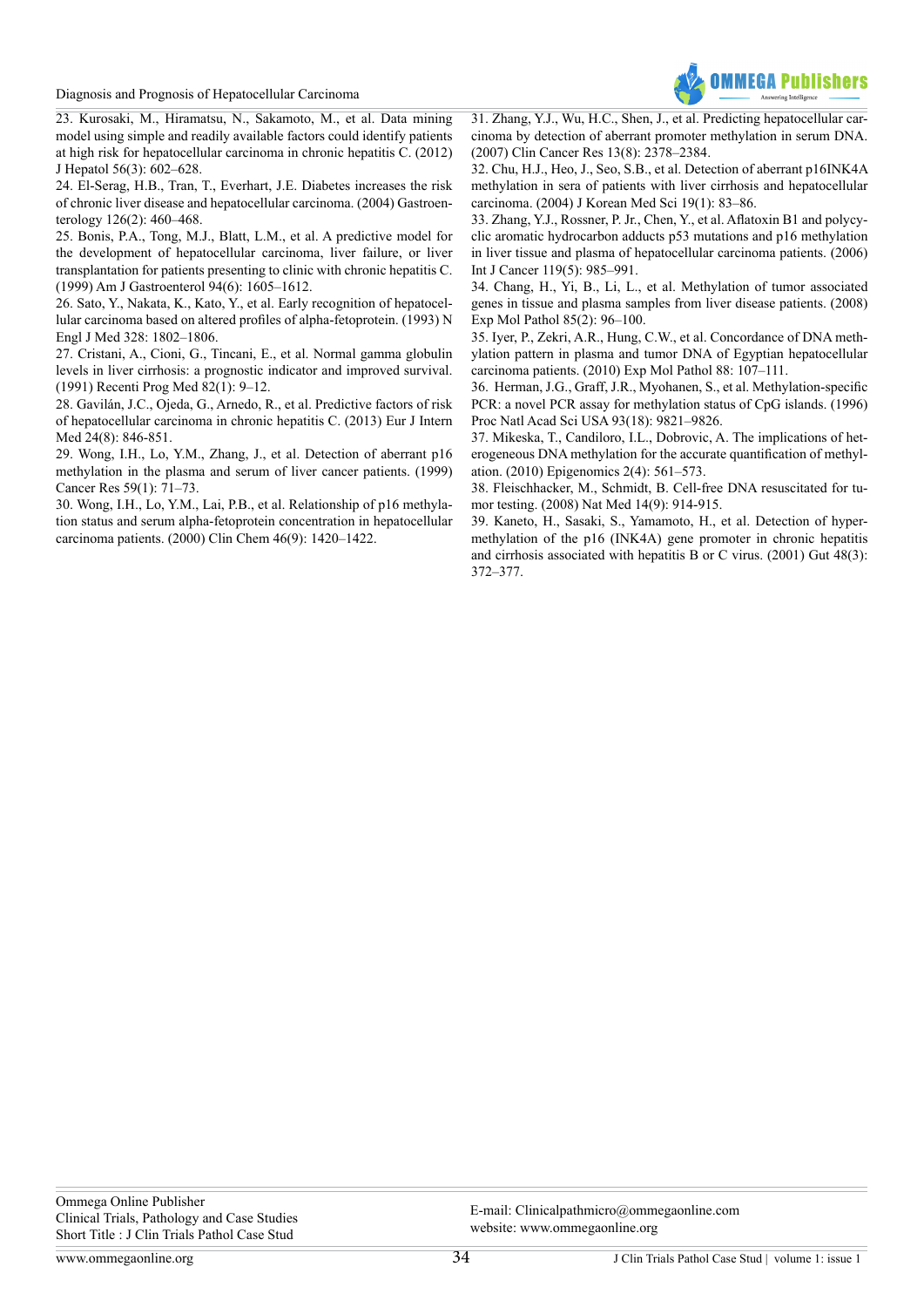23. Kurosaki, M., Hiramatsu, N., Sakamoto, M., et al. Data mining model using simple and readily available factors could identify patients at high risk for hepatocellular carcinoma in chronic hepatitis C. (2012) J Hepatol 56(3): 602–628.

24. El-Serag, H.B., Tran, T., Everhart, J.E. Diabetes increases the risk of chronic liver disease and hepatocellular carcinoma. (2004) Gastroenterology 126(2): 460–468.

25. Bonis, P.A., Tong, M.J., Blatt, L.M., et al. A predictive model for the development of hepatocellular carcinoma, liver failure, or liver transplantation for patients presenting to clinic with chronic hepatitis C. (1999) Am J Gastroenterol 94(6): 1605–1612.

26. Sato, Y., Nakata, K., Kato, Y., et al. Early recognition of hepatocellular carcinoma based on altered profiles of alpha-fetoprotein. (1993) N Engl J Med 328: 1802–1806.

27. Cristani, A., Cioni, G., Tincani, E., et al. Normal gamma globulin levels in liver cirrhosis: a prognostic indicator and improved survival. (1991) Recenti Prog Med 82(1): 9–12.

28. Gavilán, J.C., Ojeda, G., Arnedo, R., et al. Predictive factors of risk of hepatocellular carcinoma in chronic hepatitis C. (2013) Eur J Intern Med 24(8): 846-851.

29. Wong, I.H., Lo, Y.M., Zhang, J., et al. Detection of aberrant p16 methylation in the plasma and serum of liver cancer patients. (1999) Cancer Res 59(1): 71–73.

30. Wong, I.H., Lo, Y.M., Lai, P.B., et al. Relationship of p16 methylation status and serum alpha-fetoprotein concentration in hepatocellular carcinoma patients. (2000) Clin Chem 46(9): 1420–1422.

31. Zhang, Y.J., Wu, H.C., Shen, J., et al. Predicting hepatocellular carcinoma by detection of aberrant promoter methylation in serum DNA. (2007) Clin Cancer Res 13(8): 2378–2384.

32. Chu, H.J., Heo, J., Seo, S.B., et al. Detection of aberrant p16INK4A methylation in sera of patients with liver cirrhosis and hepatocellular carcinoma. (2004) J Korean Med Sci 19(1): 83–86.

33. Zhang, Y.J., Rossner, P. Jr., Chen, Y., et al. Aflatoxin B1 and polycyclic aromatic hydrocarbon adducts p53 mutations and p16 methylation in liver tissue and plasma of hepatocellular carcinoma patients. (2006) Int J Cancer 119(5): 985–991.

34. Chang, H., Yi, B., Li, L., et al. Methylation of tumor associated genes in tissue and plasma samples from liver disease patients. (2008) Exp Mol Pathol 85(2): 96–100.

35. Iyer, P., Zekri, A.R., Hung, C.W., et al. Concordance of DNA methylation pattern in plasma and tumor DNA of Egyptian hepatocellular carcinoma patients. (2010) Exp Mol Pathol 88: 107–111.

36. Herman, J.G., Graff, J.R., Myohanen, S., et al. Methylation-specific PCR: a novel PCR assay for methylation status of CpG islands. (1996) Proc Natl Acad Sci USA 93(18): 9821–9826.

37. Mikeska, T., Candiloro, I.L., Dobrovic, A. The implications of heterogeneous DNA methylation for the accurate quantification of methylation. (2010) Epigenomics 2(4): 561–573.

38. Fleischhacker, M., Schmidt, B. Cell-free DNA resuscitated for tumor testing. (2008) Nat Med 14(9): 914-915.

39. Kaneto, H., Sasaki, S., Yamamoto, H., et al. Detection of hypermethylation of the p16 (INK4A) gene promoter in chronic hepatitis and cirrhosis associated with hepatitis B or C virus. (2001) Gut 48(3): 372–377.